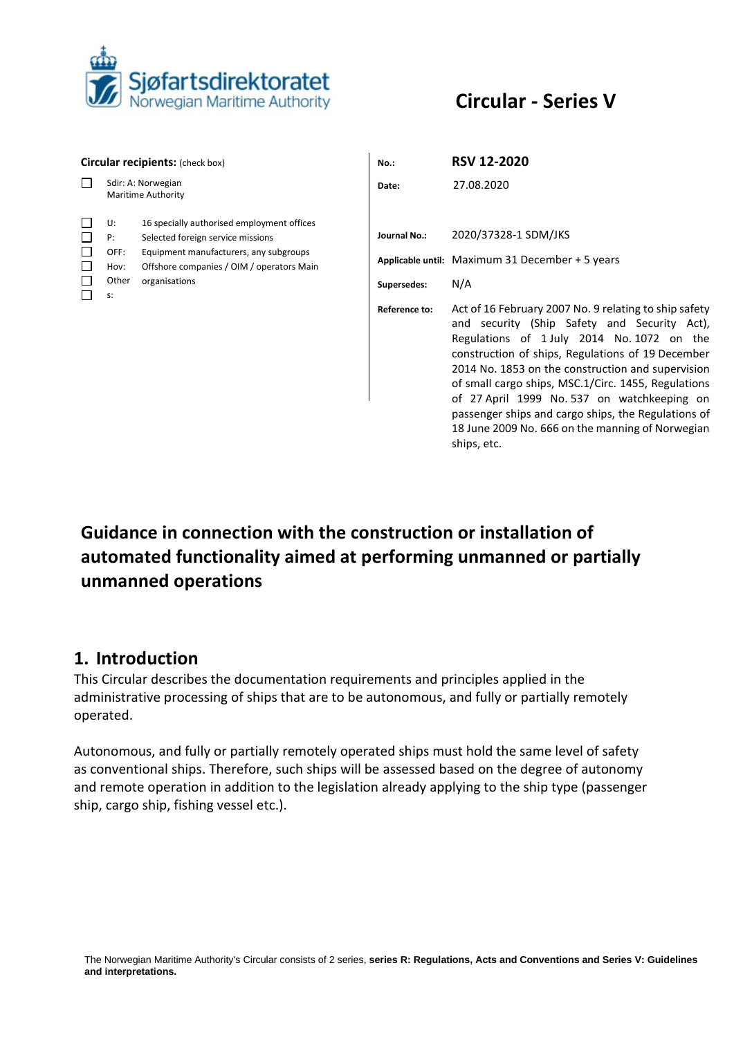Sjøfartsdirektoratet
Norwegian Maritime Authority

# Circular - Series V

**Circular recipients:** (check box)

- ☐ Sdir: A: Norwegian Maritime Authority
- ☐ U: 16 specially authorised employment offices
- ☐ P: Selected foreign service missions
- ☐ OFF: Equipment manufacturers, any subgroups
- ☐ Hov: Offshore companies / OIM / operators Main organisations
- ☐ Others:

| | |
|---|---|
| **No.:** | **RSV 12-2020** |
| **Date:** | 27.08.2020 |
| **Journal No.:** | 2020/37328-1 SDM/JKS |
| **Applicable until:** | Maximum 31 December + 5 years |
| **Supersedes:** | N/A |
| **Reference to:** | Act of 16 February 2007 No. 9 relating to ship safety and security (Ship Safety and Security Act), Regulations of 1 July 2014 No. 1072 on the construction of ships, Regulations of 19 December 2014 No. 1853 on the construction and supervision of small cargo ships, MSC.1/Circ. 1455, Regulations of 27 April 1999 No. 537 on watchkeeping on passenger ships and cargo ships, the Regulations of 18 June 2009 No. 666 on the manning of Norwegian ships, etc. |

# Guidance in connection with the construction or installation of automated functionality aimed at performing unmanned or partially unmanned operations

## 1. Introduction

This Circular describes the documentation requirements and principles applied in the administrative processing of ships that are to be autonomous, and fully or partially remotely operated.

Autonomous, and fully or partially remotely operated ships must hold the same level of safety as conventional ships. Therefore, such ships will be assessed based on the degree of autonomy and remote operation in addition to the legislation already applying to the ship type (passenger ship, cargo ship, fishing vessel etc.).

The Norwegian Maritime Authority's Circular consists of 2 series, **series R: Regulations, Acts and Conventions and Series V: Guidelines and interpretations.**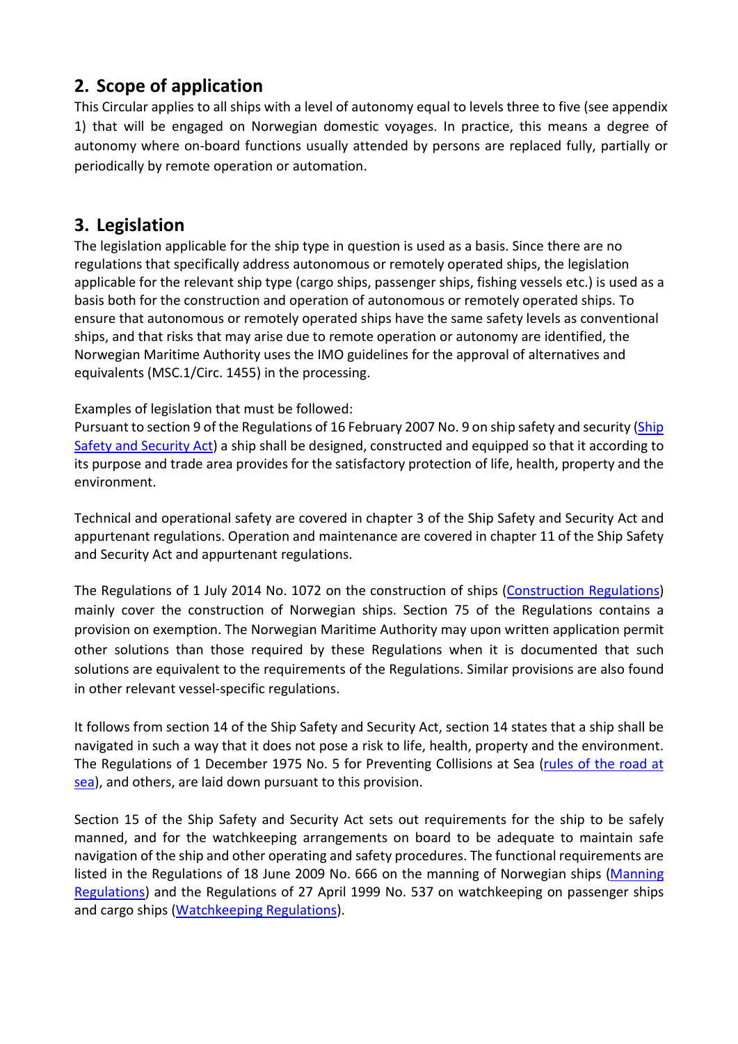## 2. Scope of application

This Circular applies to all ships with a level of autonomy equal to levels three to five (see appendix 1) that will be engaged on Norwegian domestic voyages. In practice, this means a degree of autonomy where on-board functions usually attended by persons are replaced fully, partially or periodically by remote operation or automation.

## 3. Legislation

The legislation applicable for the ship type in question is used as a basis. Since there are no regulations that specifically address autonomous or remotely operated ships, the legislation applicable for the relevant ship type (cargo ships, passenger ships, fishing vessels etc.) is used as a basis both for the construction and operation of autonomous or remotely operated ships. To ensure that autonomous or remotely operated ships have the same safety levels as conventional ships, and that risks that may arise due to remote operation or autonomy are identified, the Norwegian Maritime Authority uses the IMO guidelines for the approval of alternatives and equivalents (MSC.1/Circ. 1455) in the processing.

Examples of legislation that must be followed:
Pursuant to section 9 of the Regulations of 16 February 2007 No. 9 on ship safety and security (Ship Safety and Security Act) a ship shall be designed, constructed and equipped so that it according to its purpose and trade area provides for the satisfactory protection of life, health, property and the environment.

Technical and operational safety are covered in chapter 3 of the Ship Safety and Security Act and appurtenant regulations. Operation and maintenance are covered in chapter 11 of the Ship Safety and Security Act and appurtenant regulations.

The Regulations of 1 July 2014 No. 1072 on the construction of ships (Construction Regulations) mainly cover the construction of Norwegian ships. Section 75 of the Regulations contains a provision on exemption. The Norwegian Maritime Authority may upon written application permit other solutions than those required by these Regulations when it is documented that such solutions are equivalent to the requirements of the Regulations. Similar provisions are also found in other relevant vessel-specific regulations.

It follows from section 14 of the Ship Safety and Security Act, section 14 states that a ship shall be navigated in such a way that it does not pose a risk to life, health, property and the environment. The Regulations of 1 December 1975 No. 5 for Preventing Collisions at Sea (rules of the road at sea), and others, are laid down pursuant to this provision.

Section 15 of the Ship Safety and Security Act sets out requirements for the ship to be safely manned, and for the watchkeeping arrangements on board to be adequate to maintain safe navigation of the ship and other operating and safety procedures. The functional requirements are listed in the Regulations of 18 June 2009 No. 666 on the manning of Norwegian ships (Manning Regulations) and the Regulations of 27 April 1999 No. 537 on watchkeeping on passenger ships and cargo ships (Watchkeeping Regulations).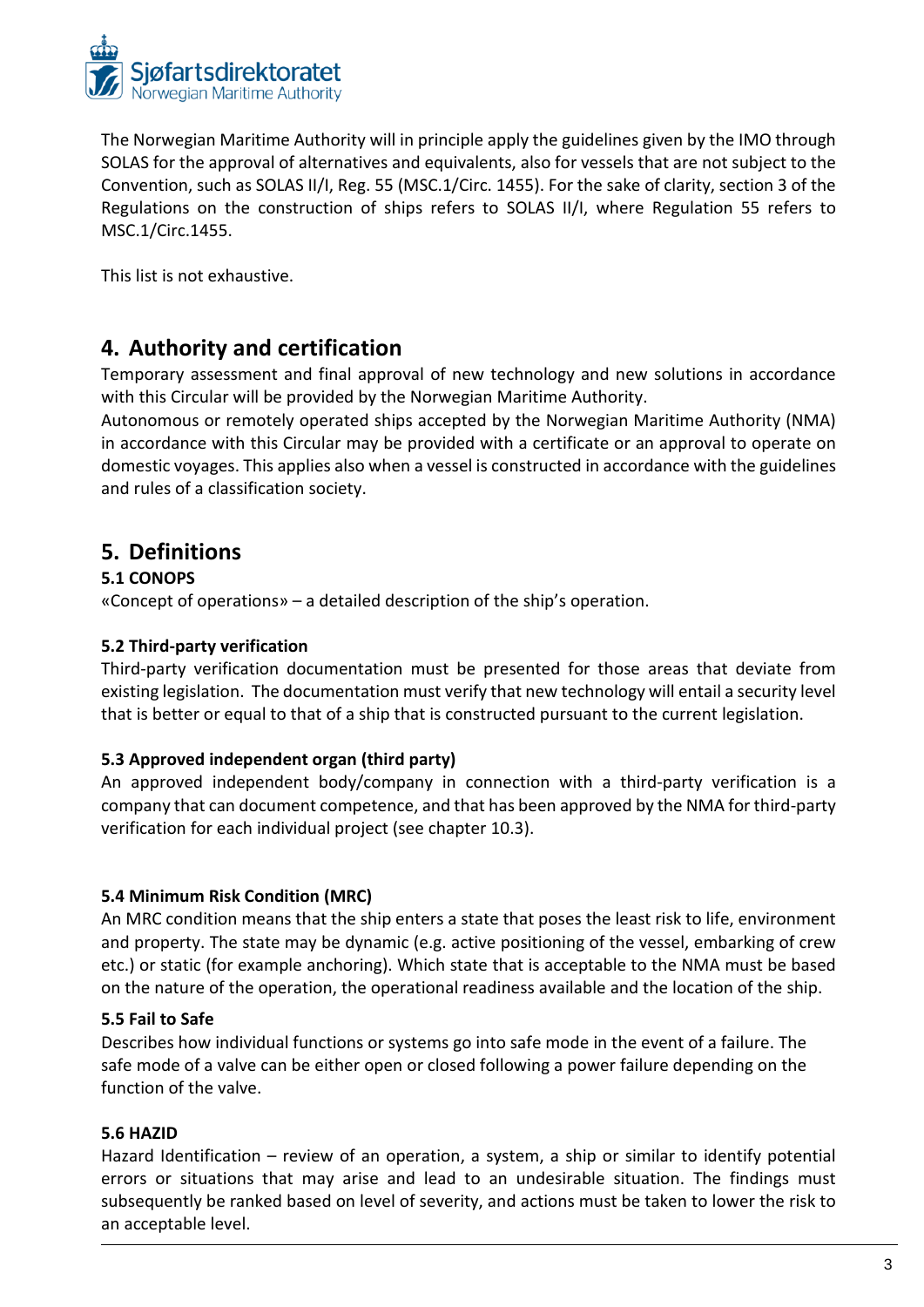The Norwegian Maritime Authority will in principle apply the guidelines given by the IMO through SOLAS for the approval of alternatives and equivalents, also for vessels that are not subject to the Convention, such as SOLAS II/I, Reg. 55 (MSC.1/Circ. 1455). For the sake of clarity, section 3 of the Regulations on the construction of ships refers to SOLAS II/I, where Regulation 55 refers to MSC.1/Circ.1455.

This list is not exhaustive.

## 4. Authority and certification

Temporary assessment and final approval of new technology and new solutions in accordance with this Circular will be provided by the Norwegian Maritime Authority.
Autonomous or remotely operated ships accepted by the Norwegian Maritime Authority (NMA) in accordance with this Circular may be provided with a certificate or an approval to operate on domestic voyages. This applies also when a vessel is constructed in accordance with the guidelines and rules of a classification society.

## 5. Definitions

### 5.1 CONOPS

«Concept of operations» – a detailed description of the ship's operation.

### 5.2 Third-party verification

Third-party verification documentation must be presented for those areas that deviate from existing legislation. The documentation must verify that new technology will entail a security level that is better or equal to that of a ship that is constructed pursuant to the current legislation.

### 5.3 Approved independent organ (third party)

An approved independent body/company in connection with a third-party verification is a company that can document competence, and that has been approved by the NMA for third-party verification for each individual project (see chapter 10.3).

### 5.4 Minimum Risk Condition (MRC)

An MRC condition means that the ship enters a state that poses the least risk to life, environment and property. The state may be dynamic (e.g. active positioning of the vessel, embarking of crew etc.) or static (for example anchoring). Which state that is acceptable to the NMA must be based on the nature of the operation, the operational readiness available and the location of the ship.

### 5.5 Fail to Safe

Describes how individual functions or systems go into safe mode in the event of a failure. The safe mode of a valve can be either open or closed following a power failure depending on the function of the valve.

### 5.6 HAZID

Hazard Identification – review of an operation, a system, a ship or similar to identify potential errors or situations that may arise and lead to an undesirable situation. The findings must subsequently be ranked based on level of severity, and actions must be taken to lower the risk to an acceptable level.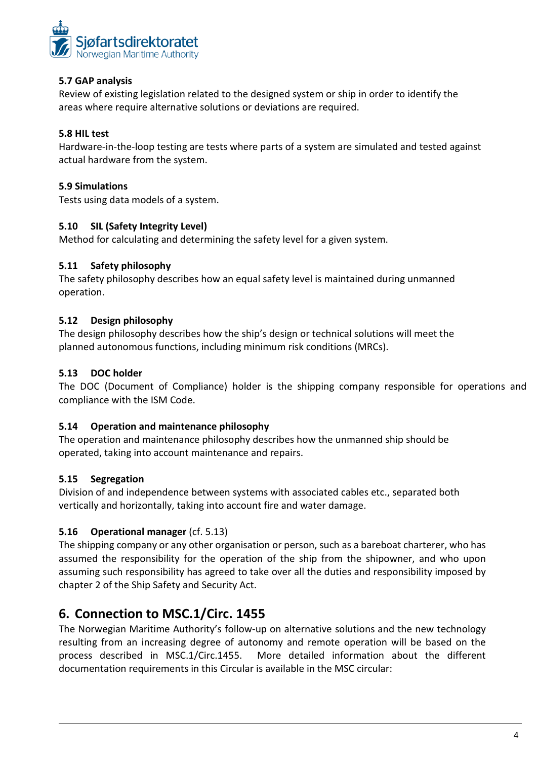### 5.7 GAP analysis

Review of existing legislation related to the designed system or ship in order to identify the areas where require alternative solutions or deviations are required.

### 5.8 HIL test

Hardware-in-the-loop testing are tests where parts of a system are simulated and tested against actual hardware from the system.

### 5.9 Simulations

Tests using data models of a system.

### 5.10 SIL (Safety Integrity Level)

Method for calculating and determining the safety level for a given system.

### 5.11 Safety philosophy

The safety philosophy describes how an equal safety level is maintained during unmanned operation.

### 5.12 Design philosophy

The design philosophy describes how the ship's design or technical solutions will meet the planned autonomous functions, including minimum risk conditions (MRCs).

### 5.13 DOC holder

The DOC (Document of Compliance) holder is the shipping company responsible for operations and compliance with the ISM Code.

### 5.14 Operation and maintenance philosophy

The operation and maintenance philosophy describes how the unmanned ship should be operated, taking into account maintenance and repairs.

### 5.15 Segregation

Division of and independence between systems with associated cables etc., separated both vertically and horizontally, taking into account fire and water damage.

### 5.16 Operational manager (cf. 5.13)

The shipping company or any other organisation or person, such as a bareboat charterer, who has assumed the responsibility for the operation of the ship from the shipowner, and who upon assuming such responsibility has agreed to take over all the duties and responsibility imposed by chapter 2 of the Ship Safety and Security Act.

## 6. Connection to MSC.1/Circ. 1455

The Norwegian Maritime Authority's follow-up on alternative solutions and the new technology resulting from an increasing degree of autonomy and remote operation will be based on the process described in MSC.1/Circ.1455. More detailed information about the different documentation requirements in this Circular is available in the MSC circular: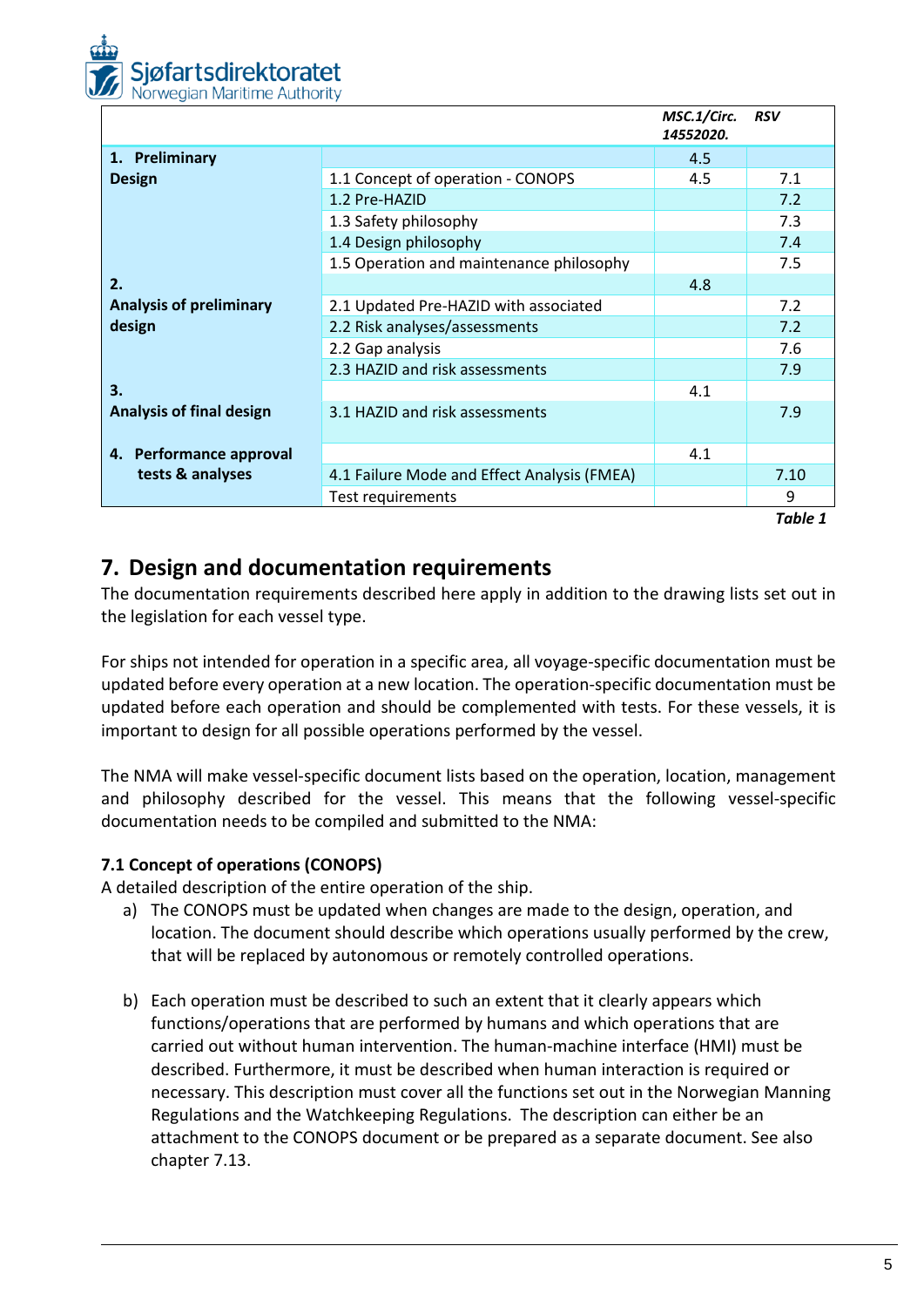| | | MSC.1/Circ. 14552020. | RSV |
|---|---|---|---|
| **1. Preliminary Design** | | 4.5 | |
| | 1.1 Concept of operation - CONOPS | 4.5 | 7.1 |
| | 1.2 Pre-HAZID | | 7.2 |
| | 1.3 Safety philosophy | | 7.3 |
| | 1.4 Design philosophy | | 7.4 |
| | 1.5 Operation and maintenance philosophy | | 7.5 |
| **2. Analysis of preliminary design** | | 4.8 | |
| | 2.1 Updated Pre-HAZID with associated | | 7.2 |
| | 2.2 Risk analyses/assessments | | 7.2 |
| | 2.2 Gap analysis | | 7.6 |
| | 2.3 HAZID and risk assessments | | 7.9 |
| **3. Analysis of final design** | | 4.1 | |
| | 3.1 HAZID and risk assessments | | 7.9 |
| **4. Performance approval tests & analyses** | | 4.1 | |
| | 4.1 Failure Mode and Effect Analysis (FMEA) | | 7.10 |
| | Test requirements | | 9 |

***Table 1***

## 7. Design and documentation requirements

The documentation requirements described here apply in addition to the drawing lists set out in the legislation for each vessel type.

For ships not intended for operation in a specific area, all voyage-specific documentation must be updated before every operation at a new location. The operation-specific documentation must be updated before each operation and should be complemented with tests. For these vessels, it is important to design for all possible operations performed by the vessel.

The NMA will make vessel-specific document lists based on the operation, location, management and philosophy described for the vessel. This means that the following vessel-specific documentation needs to be compiled and submitted to the NMA:

### 7.1 Concept of operations (CONOPS)

A detailed description of the entire operation of the ship.

a) The CONOPS must be updated when changes are made to the design, operation, and location. The document should describe which operations usually performed by the crew, that will be replaced by autonomous or remotely controlled operations.

b) Each operation must be described to such an extent that it clearly appears which functions/operations that are performed by humans and which operations that are carried out without human intervention. The human-machine interface (HMI) must be described. Furthermore, it must be described when human interaction is required or necessary. This description must cover all the functions set out in the Norwegian Manning Regulations and the Watchkeeping Regulations. The description can either be an attachment to the CONOPS document or be prepared as a separate document. See also chapter 7.13.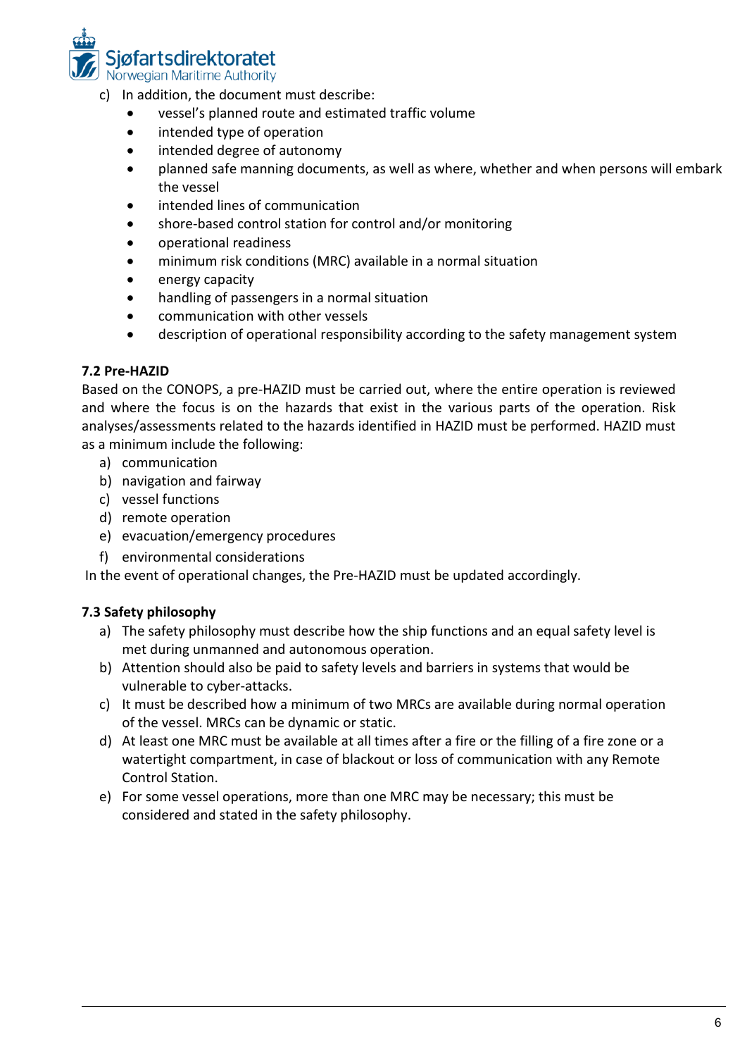c) In addition, the document must describe:
   - vessel's planned route and estimated traffic volume
   - intended type of operation
   - intended degree of autonomy
   - planned safe manning documents, as well as where, whether and when persons will embark the vessel
   - intended lines of communication
   - shore-based control station for control and/or monitoring
   - operational readiness
   - minimum risk conditions (MRC) available in a normal situation
   - energy capacity
   - handling of passengers in a normal situation
   - communication with other vessels
   - description of operational responsibility according to the safety management system

### 7.2 Pre-HAZID

Based on the CONOPS, a pre-HAZID must be carried out, where the entire operation is reviewed and where the focus is on the hazards that exist in the various parts of the operation. Risk analyses/assessments related to the hazards identified in HAZID must be performed. HAZID must as a minimum include the following:

a) communication
b) navigation and fairway
c) vessel functions
d) remote operation
e) evacuation/emergency procedures
f) environmental considerations

In the event of operational changes, the Pre-HAZID must be updated accordingly.

### 7.3 Safety philosophy

a) The safety philosophy must describe how the ship functions and an equal safety level is met during unmanned and autonomous operation.
b) Attention should also be paid to safety levels and barriers in systems that would be vulnerable to cyber-attacks.
c) It must be described how a minimum of two MRCs are available during normal operation of the vessel. MRCs can be dynamic or static.
d) At least one MRC must be available at all times after a fire or the filling of a fire zone or a watertight compartment, in case of blackout or loss of communication with any Remote Control Station.
e) For some vessel operations, more than one MRC may be necessary; this must be considered and stated in the safety philosophy.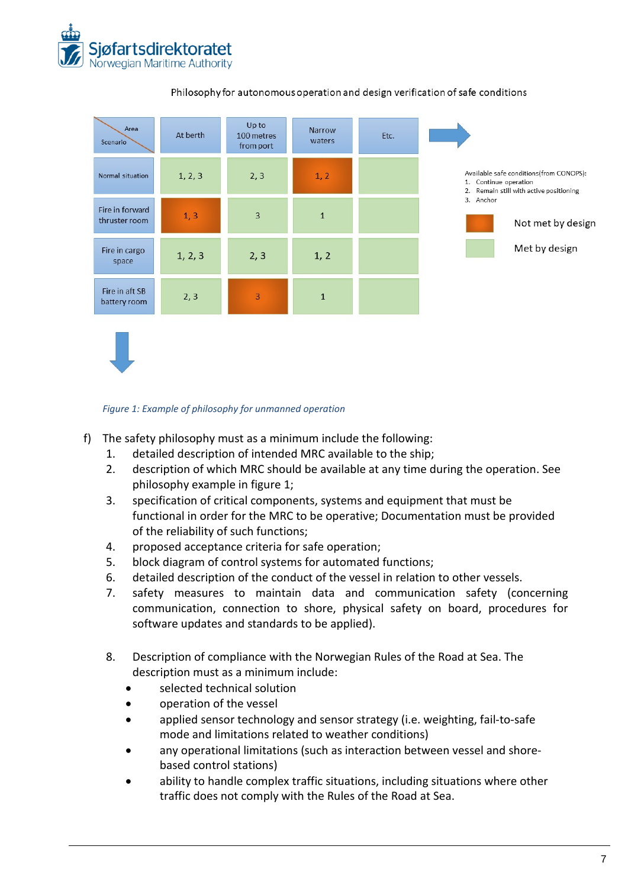Philosophy for autonomous operation and design verification of safe conditions

| Scenario \ Area | At berth | Up to 100 metres from port | Narrow waters | Etc. |
|---|---|---|---|---|
| Normal situation | 1, 2, 3 | 2, 3 | 1, 2 | |
| Fire in forward thruster room | 1, 3 | 3 | 1 | |
| Fire in cargo space | 1, 2, 3 | 2, 3 | 1, 2 | |
| Fire in aft SB battery room | 2, 3 | 3 | 1 | |

Available safe conditions (from CONOPS):

1. Continue operation
2. Remain still with active positioning
3. Anchor

Not met by design: Normal situation / Narrow waters (1, 2); Fire in forward thruster room / At berth (1, 3); Fire in aft SB battery room / Up to 100 metres from port (3)

Met by design: all other cells

*Figure 1: Example of philosophy for unmanned operation*

f) The safety philosophy must as a minimum include the following:
   1. detailed description of intended MRC available to the ship;
   2. description of which MRC should be available at any time during the operation. See philosophy example in figure 1;
   3. specification of critical components, systems and equipment that must be functional in order for the MRC to be operative; Documentation must be provided of the reliability of such functions;
   4. proposed acceptance criteria for safe operation;
   5. block diagram of control systems for automated functions;
   6. detailed description of the conduct of the vessel in relation to other vessels.
   7. safety measures to maintain data and communication safety (concerning communication, connection to shore, physical safety on board, procedures for software updates and standards to be applied).
   8. Description of compliance with the Norwegian Rules of the Road at Sea. The description must as a minimum include:
      - selected technical solution
      - operation of the vessel
      - applied sensor technology and sensor strategy (i.e. weighting, fail-to-safe mode and limitations related to weather conditions)
      - any operational limitations (such as interaction between vessel and shore-based control stations)
      - ability to handle complex traffic situations, including situations where other traffic does not comply with the Rules of the Road at Sea.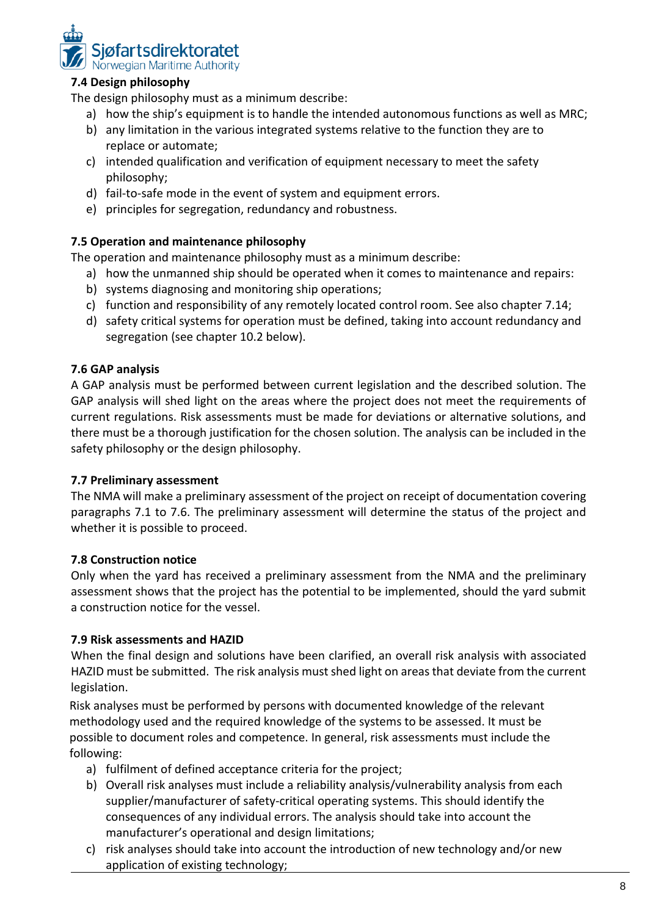## 7.4 Design philosophy

The design philosophy must as a minimum describe:

a) how the ship's equipment is to handle the intended autonomous functions as well as MRC;
b) any limitation in the various integrated systems relative to the function they are to replace or automate;
c) intended qualification and verification of equipment necessary to meet the safety philosophy;
d) fail-to-safe mode in the event of system and equipment errors.
e) principles for segregation, redundancy and robustness.

## 7.5 Operation and maintenance philosophy

The operation and maintenance philosophy must as a minimum describe:

a) how the unmanned ship should be operated when it comes to maintenance and repairs:
b) systems diagnosing and monitoring ship operations;
c) function and responsibility of any remotely located control room. See also chapter 7.14;
d) safety critical systems for operation must be defined, taking into account redundancy and segregation (see chapter 10.2 below).

## 7.6 GAP analysis

A GAP analysis must be performed between current legislation and the described solution. The GAP analysis will shed light on the areas where the project does not meet the requirements of current regulations. Risk assessments must be made for deviations or alternative solutions, and there must be a thorough justification for the chosen solution. The analysis can be included in the safety philosophy or the design philosophy.

## 7.7 Preliminary assessment

The NMA will make a preliminary assessment of the project on receipt of documentation covering paragraphs 7.1 to 7.6. The preliminary assessment will determine the status of the project and whether it is possible to proceed.

## 7.8 Construction notice

Only when the yard has received a preliminary assessment from the NMA and the preliminary assessment shows that the project has the potential to be implemented, should the yard submit a construction notice for the vessel.

## 7.9 Risk assessments and HAZID

When the final design and solutions have been clarified, an overall risk analysis with associated HAZID must be submitted. The risk analysis must shed light on areas that deviate from the current legislation.

Risk analyses must be performed by persons with documented knowledge of the relevant methodology used and the required knowledge of the systems to be assessed. It must be possible to document roles and competence. In general, risk assessments must include the following:

a) fulfilment of defined acceptance criteria for the project;
b) Overall risk analyses must include a reliability analysis/vulnerability analysis from each supplier/manufacturer of safety-critical operating systems. This should identify the consequences of any individual errors. The analysis should take into account the manufacturer's operational and design limitations;
c) risk analyses should take into account the introduction of new technology and/or new application of existing technology;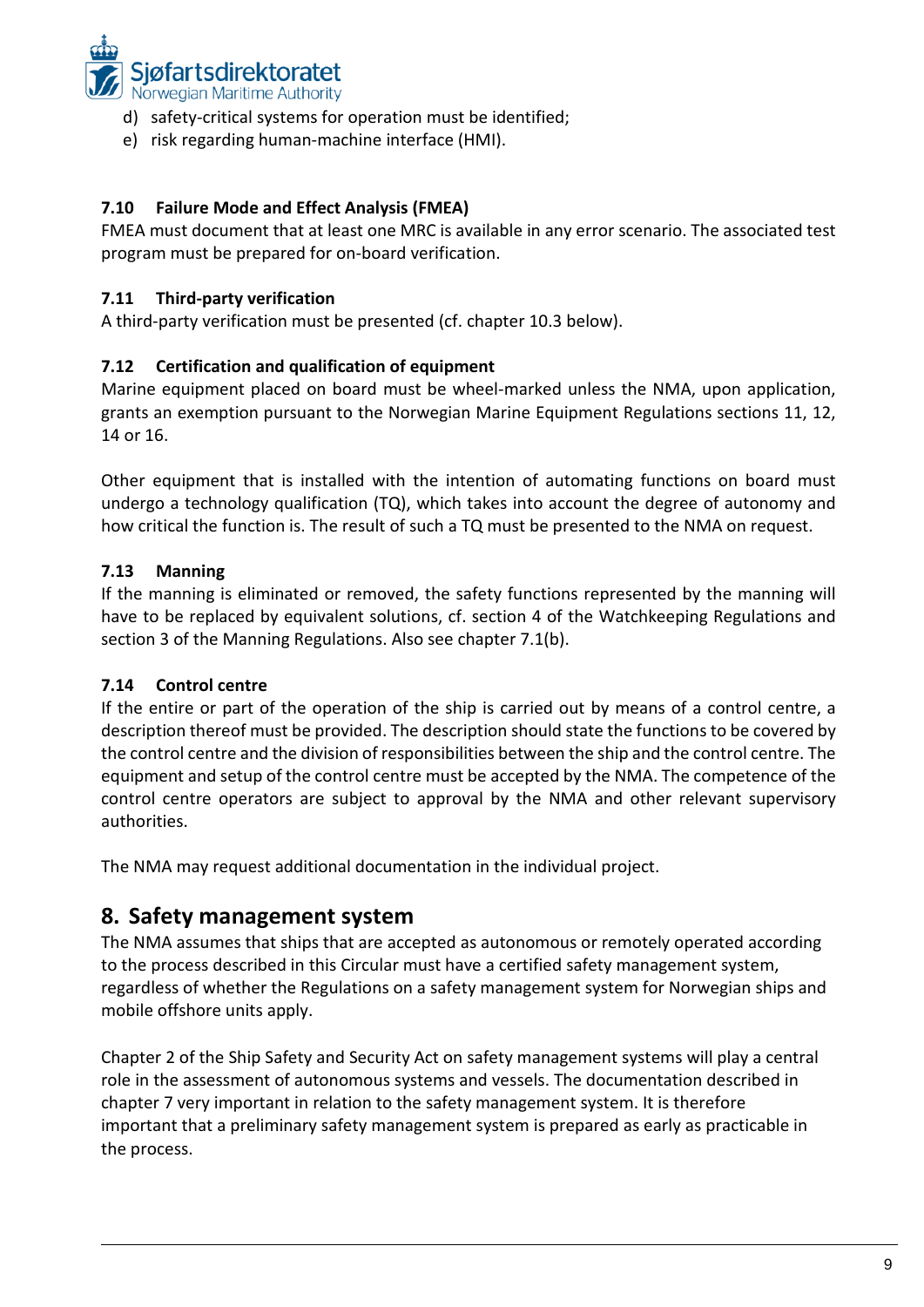d) safety-critical systems for operation must be identified;
e) risk regarding human-machine interface (HMI).

### 7.10 Failure Mode and Effect Analysis (FMEA)

FMEA must document that at least one MRC is available in any error scenario. The associated test program must be prepared for on-board verification.

### 7.11 Third-party verification

A third-party verification must be presented (cf. chapter 10.3 below).

### 7.12 Certification and qualification of equipment

Marine equipment placed on board must be wheel-marked unless the NMA, upon application, grants an exemption pursuant to the Norwegian Marine Equipment Regulations sections 11, 12, 14 or 16.

Other equipment that is installed with the intention of automating functions on board must undergo a technology qualification (TQ), which takes into account the degree of autonomy and how critical the function is. The result of such a TQ must be presented to the NMA on request.

### 7.13 Manning

If the manning is eliminated or removed, the safety functions represented by the manning will have to be replaced by equivalent solutions, cf. section 4 of the Watchkeeping Regulations and section 3 of the Manning Regulations. Also see chapter 7.1(b).

### 7.14 Control centre

If the entire or part of the operation of the ship is carried out by means of a control centre, a description thereof must be provided. The description should state the functions to be covered by the control centre and the division of responsibilities between the ship and the control centre. The equipment and setup of the control centre must be accepted by the NMA. The competence of the control centre operators are subject to approval by the NMA and other relevant supervisory authorities.

The NMA may request additional documentation in the individual project.

## 8. Safety management system

The NMA assumes that ships that are accepted as autonomous or remotely operated according to the process described in this Circular must have a certified safety management system, regardless of whether the Regulations on a safety management system for Norwegian ships and mobile offshore units apply.

Chapter 2 of the Ship Safety and Security Act on safety management systems will play a central role in the assessment of autonomous systems and vessels. The documentation described in chapter 7 very important in relation to the safety management system. It is therefore important that a preliminary safety management system is prepared as early as practicable in the process.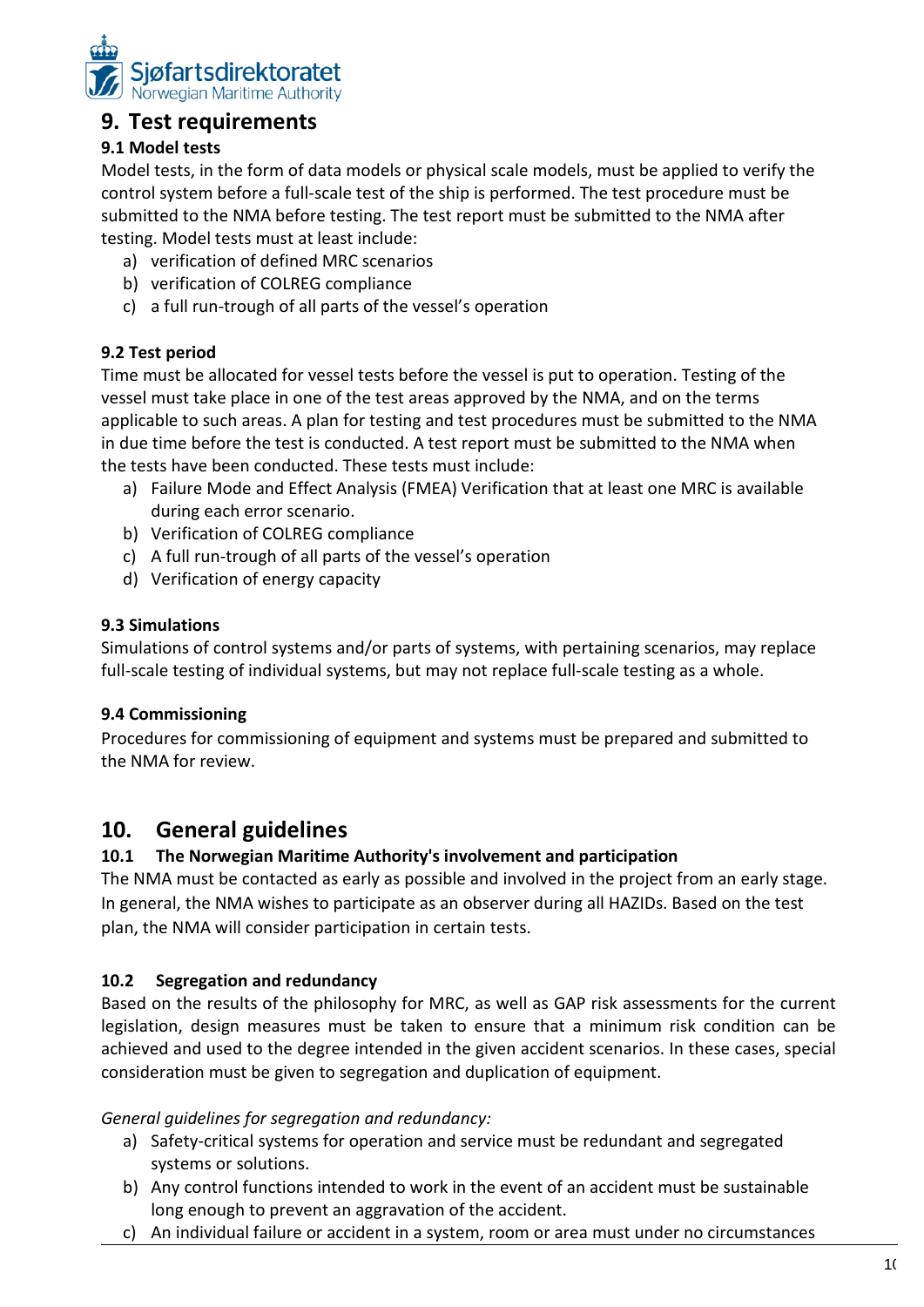# 9. Test requirements

### 9.1 Model tests

Model tests, in the form of data models or physical scale models, must be applied to verify the control system before a full-scale test of the ship is performed. The test procedure must be submitted to the NMA before testing. The test report must be submitted to the NMA after testing. Model tests must at least include:

a) verification of defined MRC scenarios
b) verification of COLREG compliance
c) a full run-trough of all parts of the vessel's operation

### 9.2 Test period

Time must be allocated for vessel tests before the vessel is put to operation. Testing of the vessel must take place in one of the test areas approved by the NMA, and on the terms applicable to such areas. A plan for testing and test procedures must be submitted to the NMA in due time before the test is conducted. A test report must be submitted to the NMA when the tests have been conducted. These tests must include:

a) Failure Mode and Effect Analysis (FMEA) Verification that at least one MRC is available during each error scenario.
b) Verification of COLREG compliance
c) A full run-trough of all parts of the vessel's operation
d) Verification of energy capacity

### 9.3 Simulations

Simulations of control systems and/or parts of systems, with pertaining scenarios, may replace full-scale testing of individual systems, but may not replace full-scale testing as a whole.

### 9.4 Commissioning

Procedures for commissioning of equipment and systems must be prepared and submitted to the NMA for review.

# 10. General guidelines

### 10.1 The Norwegian Maritime Authority's involvement and participation

The NMA must be contacted as early as possible and involved in the project from an early stage. In general, the NMA wishes to participate as an observer during all HAZIDs. Based on the test plan, the NMA will consider participation in certain tests.

### 10.2 Segregation and redundancy

Based on the results of the philosophy for MRC, as well as GAP risk assessments for the current legislation, design measures must be taken to ensure that a minimum risk condition can be achieved and used to the degree intended in the given accident scenarios. In these cases, special consideration must be given to segregation and duplication of equipment.

*General guidelines for segregation and redundancy:*

a) Safety-critical systems for operation and service must be redundant and segregated systems or solutions.
b) Any control functions intended to work in the event of an accident must be sustainable long enough to prevent an aggravation of the accident.
c) An individual failure or accident in a system, room or area must under no circumstances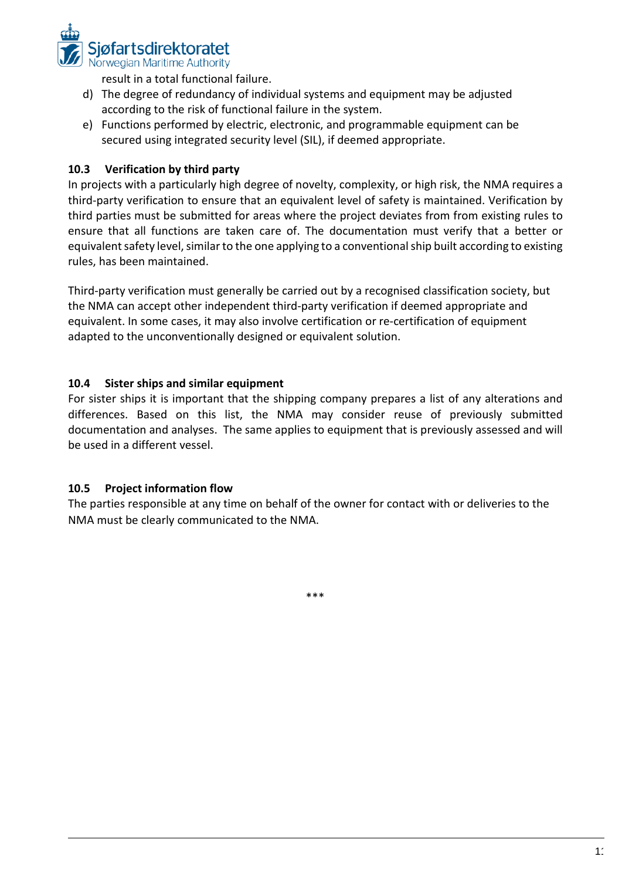result in a total functional failure.

d) The degree of redundancy of individual systems and equipment may be adjusted according to the risk of functional failure in the system.
e) Functions performed by electric, electronic, and programmable equipment can be secured using integrated security level (SIL), if deemed appropriate.

### 10.3 Verification by third party

In projects with a particularly high degree of novelty, complexity, or high risk, the NMA requires a third-party verification to ensure that an equivalent level of safety is maintained. Verification by third parties must be submitted for areas where the project deviates from from existing rules to ensure that all functions are taken care of. The documentation must verify that a better or equivalent safety level, similar to the one applying to a conventional ship built according to existing rules, has been maintained.

Third-party verification must generally be carried out by a recognised classification society, but the NMA can accept other independent third-party verification if deemed appropriate and equivalent. In some cases, it may also involve certification or re-certification of equipment adapted to the unconventionally designed or equivalent solution.

### 10.4 Sister ships and similar equipment

For sister ships it is important that the shipping company prepares a list of any alterations and differences. Based on this list, the NMA may consider reuse of previously submitted documentation and analyses. The same applies to equipment that is previously assessed and will be used in a different vessel.

### 10.5 Project information flow

The parties responsible at any time on behalf of the owner for contact with or deliveries to the NMA must be clearly communicated to the NMA.

***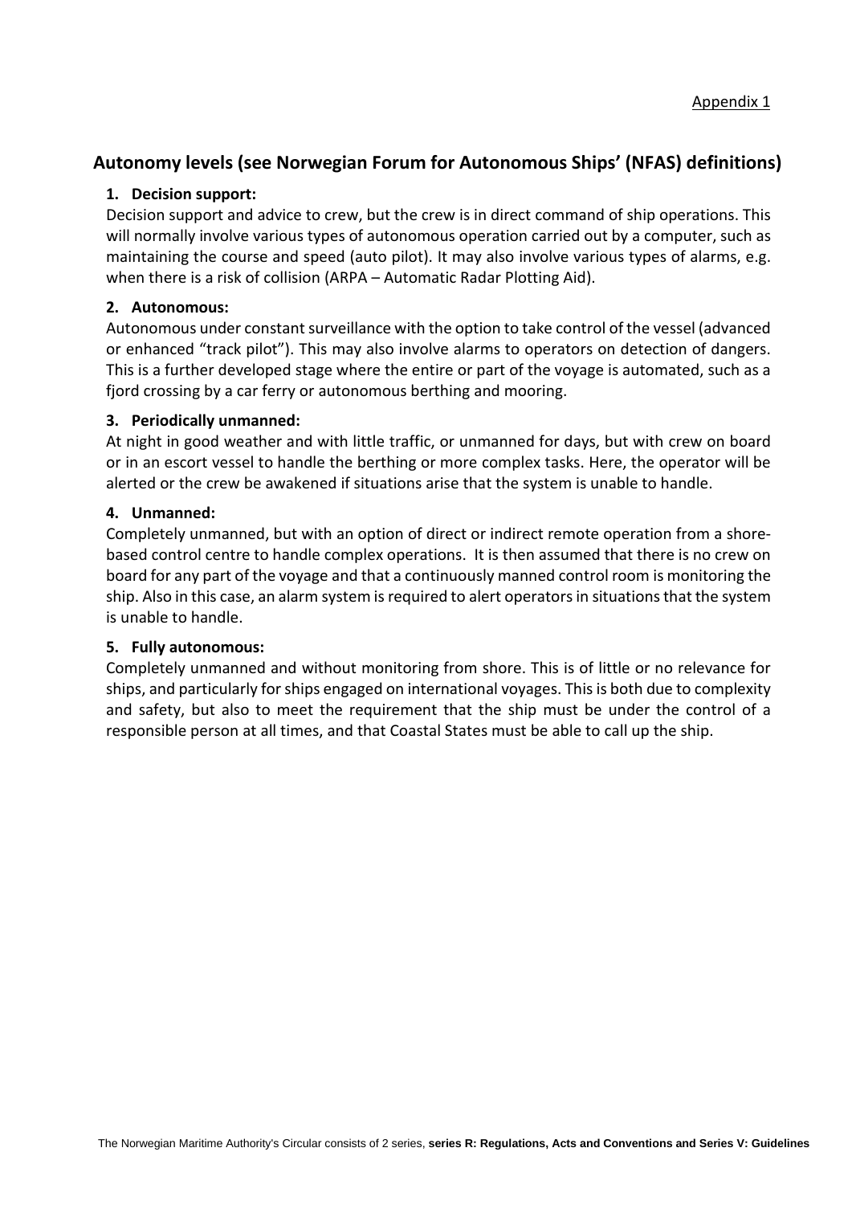Appendix 1

## Autonomy levels (see Norwegian Forum for Autonomous Ships' (NFAS) definitions)

1. **Decision support:**

Decision support and advice to crew, but the crew is in direct command of ship operations. This will normally involve various types of autonomous operation carried out by a computer, such as maintaining the course and speed (auto pilot). It may also involve various types of alarms, e.g. when there is a risk of collision (ARPA – Automatic Radar Plotting Aid).

2. **Autonomous:**

Autonomous under constant surveillance with the option to take control of the vessel (advanced or enhanced "track pilot"). This may also involve alarms to operators on detection of dangers. This is a further developed stage where the entire or part of the voyage is automated, such as a fjord crossing by a car ferry or autonomous berthing and mooring.

3. **Periodically unmanned:**

At night in good weather and with little traffic, or unmanned for days, but with crew on board or in an escort vessel to handle the berthing or more complex tasks. Here, the operator will be alerted or the crew be awakened if situations arise that the system is unable to handle.

4. **Unmanned:**

Completely unmanned, but with an option of direct or indirect remote operation from a shore-based control centre to handle complex operations. It is then assumed that there is no crew on board for any part of the voyage and that a continuously manned control room is monitoring the ship. Also in this case, an alarm system is required to alert operators in situations that the system is unable to handle.

5. **Fully autonomous:**

Completely unmanned and without monitoring from shore. This is of little or no relevance for ships, and particularly for ships engaged on international voyages. This is both due to complexity and safety, but also to meet the requirement that the ship must be under the control of a responsible person at all times, and that Coastal States must be able to call up the ship.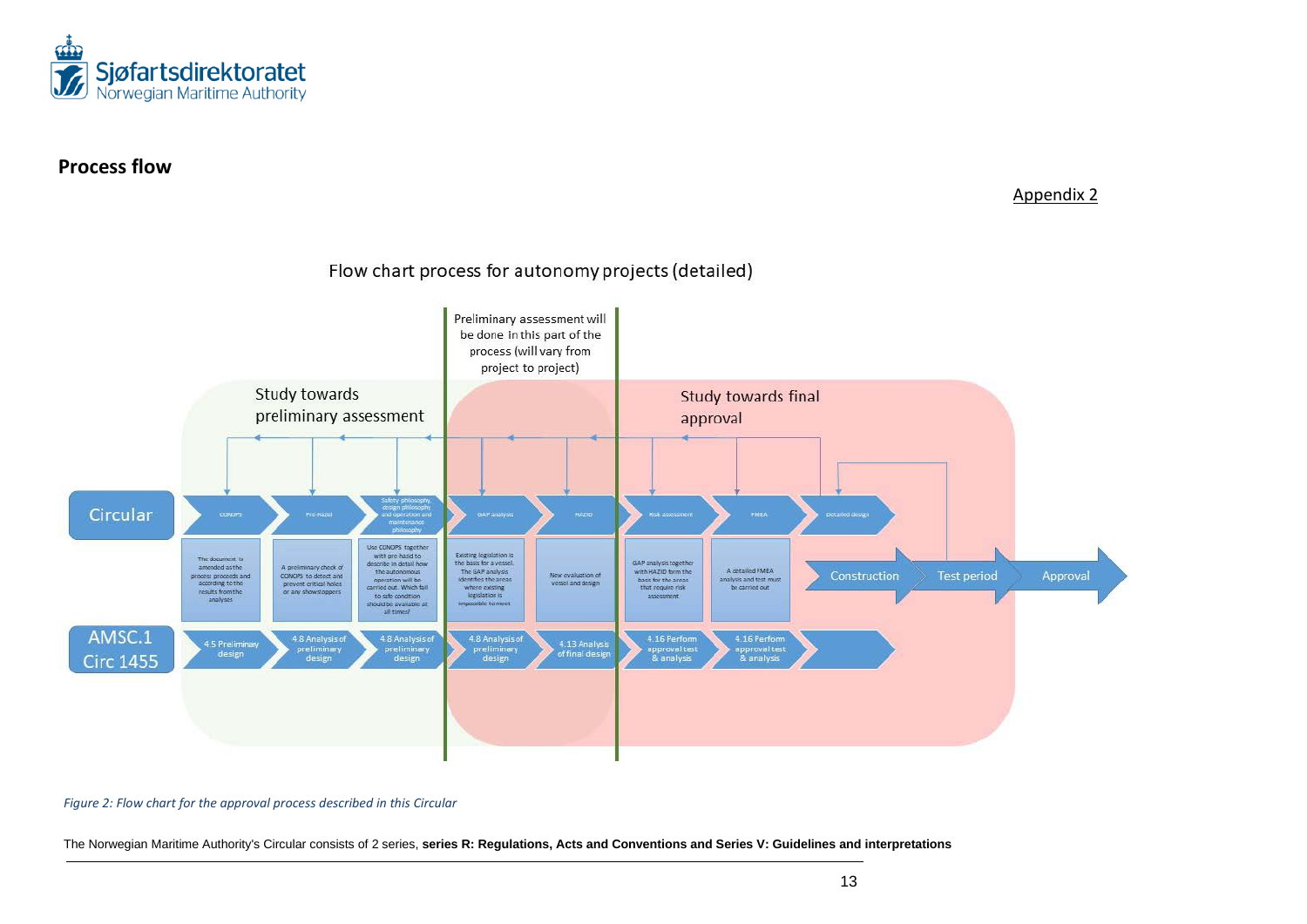## Process flow

Appendix 2

Flow chart process for autonomy projects (detailed)

Preliminary assessment will be done in this part of the process (will vary from project to project)

Study towards preliminary assessment

Study towards final approval

| | | | | | | | | | | | |
|---|---|---|---|---|---|---|---|---|---|---|---|
| **Circular** | CONOPS | Pre Hazid | Safety philosophy, design philosophy and operation and maintenance philosophy | GAP analysis | HAZID | Risk assessment | FMEA | Detailed design | | | |
| | The document is amended as the process proceeds and according to the results from the analyses | A preliminary check of CONOPS to detect and prevent critical holes or any showstoppers | Use CONOPS together with pre hazid to describe in detail how the autonomous operation will be carried out. Which fail to safe condition should be available at all times? | Existing legislation is the basis for a vessel. The GAP analysis identifies the areas where existing legislation is impossible to meet | New evaluation of vessel and design | GAP analysis together with HAZID form the basis for the areas that require risk assessment | A detailed FMEA analysis and test must be carried out | Construction | Test period | Approval | |
| **AMSC.1 Circ 1455** | 4.5 Preliminary design | 4.8 Analysis of preliminary design | 4.8 Analysis of preliminary design | 4.8 Analysis of preliminary design | 4.13 Analysis of final design | 4.16 Perform approval test & analysis | 4.16 Perform approval test & analysis | | | | |

*Figure 2: Flow chart for the approval process described in this Circular*

The Norwegian Maritime Authority's Circular consists of 2 series, **series R: Regulations, Acts and Conventions and Series V: Guidelines and interpretations**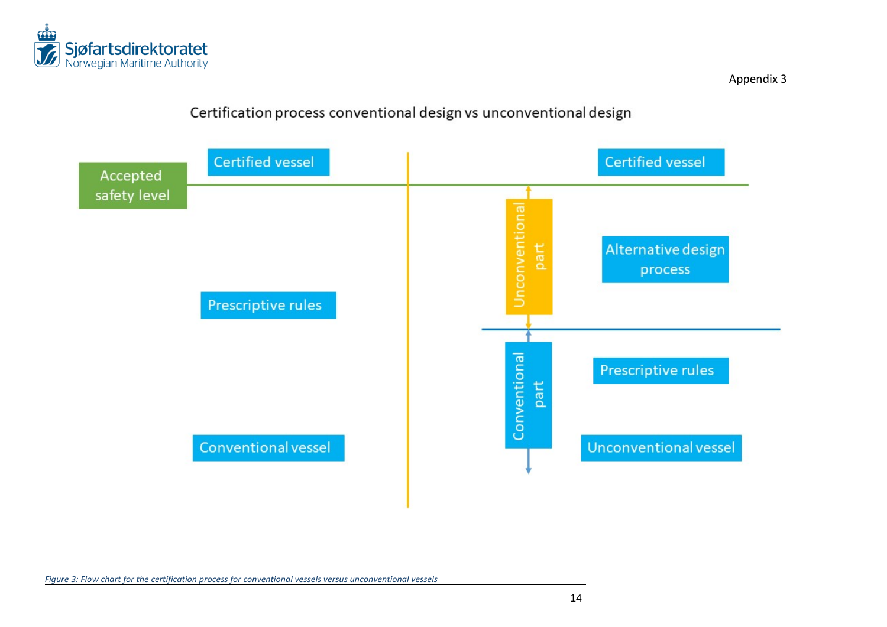Appendix 3

## Certification process conventional design vs unconventional design

Accepted safety level

Certified vessel

Prescriptive rules

Conventional vessel

Certified vessel

Unconventional part

Alternative design process

Conventional part

Prescriptive rules

Unconventional vessel

*Figure 3: Flow chart for the certification process for conventional vessels versus unconventional vessels*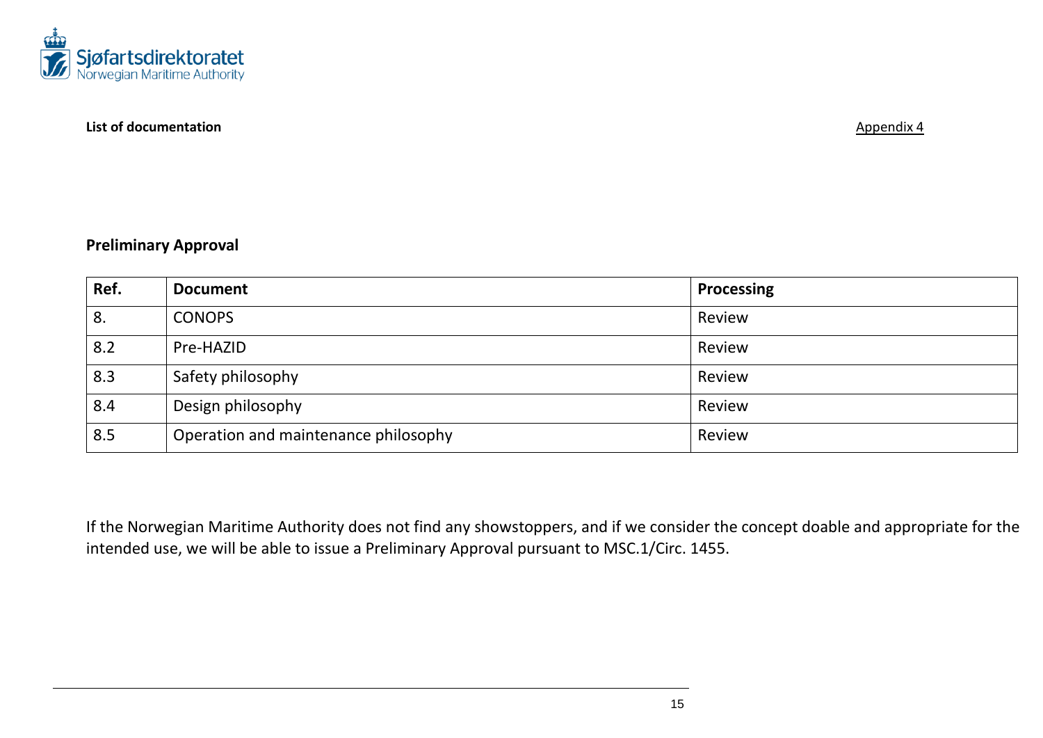**List of documentation** Appendix 4

## Preliminary Approval

| Ref. | Document | Processing |
|---|---|---|
| 8. | CONOPS | Review |
| 8.2 | Pre-HAZID | Review |
| 8.3 | Safety philosophy | Review |
| 8.4 | Design philosophy | Review |
| 8.5 | Operation and maintenance philosophy | Review |

If the Norwegian Maritime Authority does not find any showstoppers, and if we consider the concept doable and appropriate for the intended use, we will be able to issue a Preliminary Approval pursuant to MSC.1/Circ. 1455.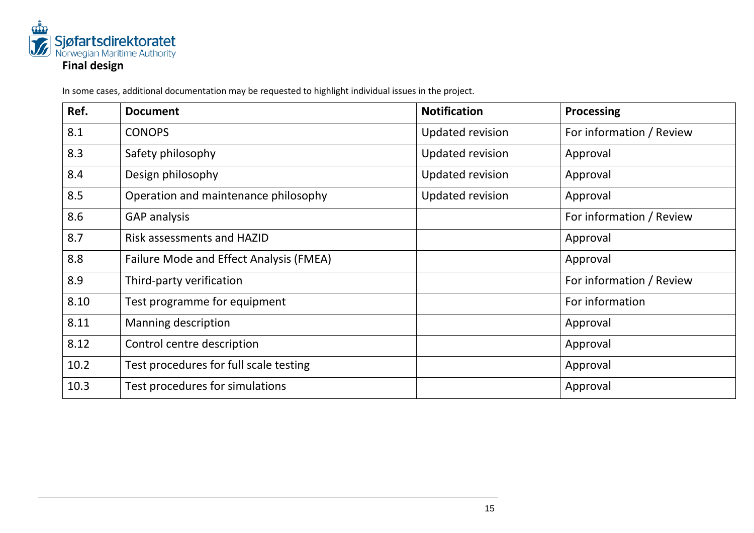**Final design**

In some cases, additional documentation may be requested to highlight individual issues in the project.

| Ref. | Document | Notification | Processing |
|---|---|---|---|
| 8.1 | CONOPS | Updated revision | For information / Review |
| 8.3 | Safety philosophy | Updated revision | Approval |
| 8.4 | Design philosophy | Updated revision | Approval |
| 8.5 | Operation and maintenance philosophy | Updated revision | Approval |
| 8.6 | GAP analysis | | For information / Review |
| 8.7 | Risk assessments and HAZID | | Approval |
| 8.8 | Failure Mode and Effect Analysis (FMEA) | | Approval |
| 8.9 | Third-party verification | | For information / Review |
| 8.10 | Test programme for equipment | | For information |
| 8.11 | Manning description | | Approval |
| 8.12 | Control centre description | | Approval |
| 10.2 | Test procedures for full scale testing | | Approval |
| 10.3 | Test procedures for simulations | | Approval |